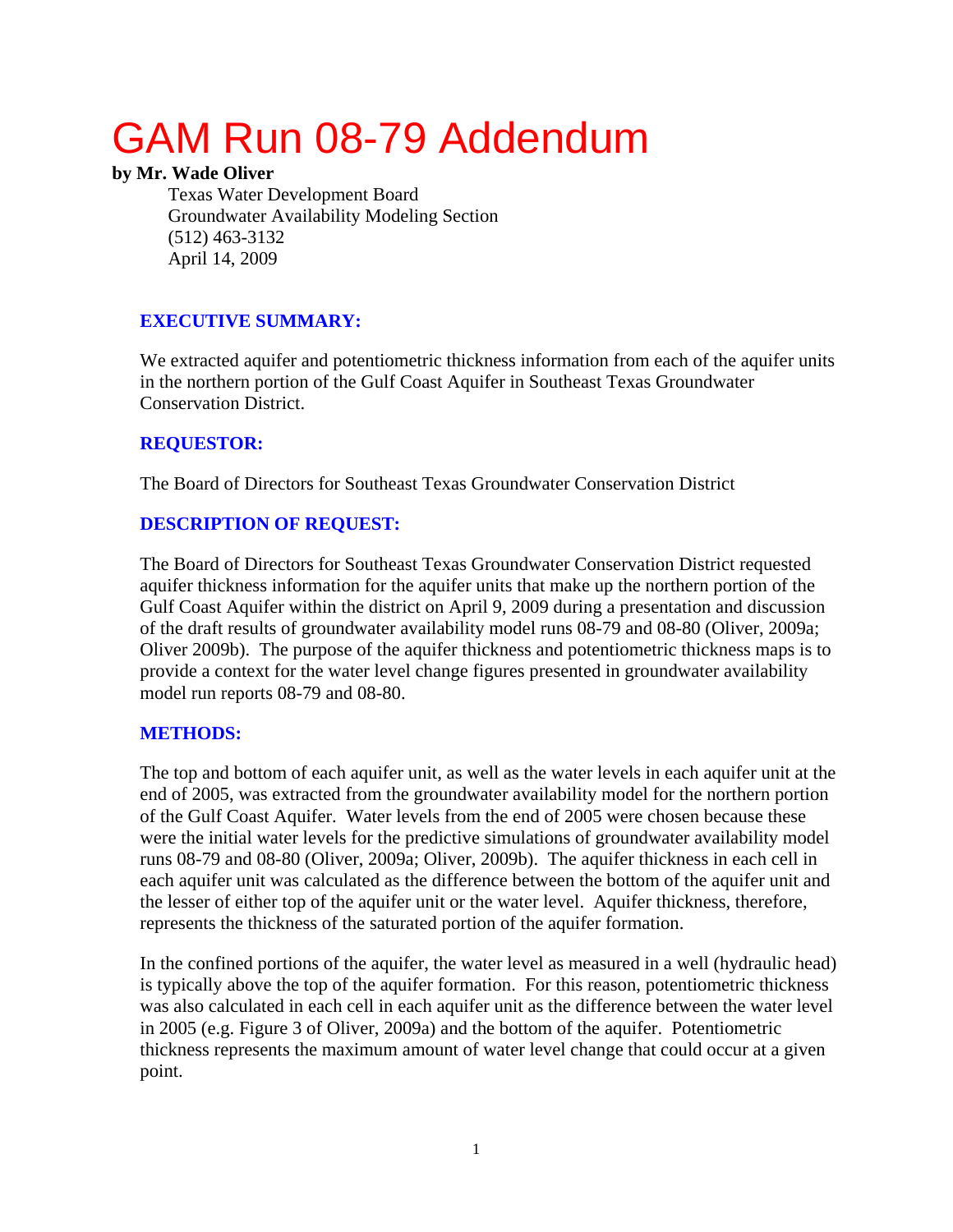# GAM Run 08-79 Addendum

**by Mr. Wade Oliver**

Texas Water Development Board
Groundwater Availability Modeling Section
(512) 463-3132
April 14, 2009

## EXECUTIVE SUMMARY:

We extracted aquifer and potentiometric thickness information from each of the aquifer units in the northern portion of the Gulf Coast Aquifer in Southeast Texas Groundwater Conservation District.

## REQUESTOR:

The Board of Directors for Southeast Texas Groundwater Conservation District

## DESCRIPTION OF REQUEST:

The Board of Directors for Southeast Texas Groundwater Conservation District requested aquifer thickness information for the aquifer units that make up the northern portion of the Gulf Coast Aquifer within the district on April 9, 2009 during a presentation and discussion of the draft results of groundwater availability model runs 08-79 and 08-80 (Oliver, 2009a; Oliver 2009b). The purpose of the aquifer thickness and potentiometric thickness maps is to provide a context for the water level change figures presented in groundwater availability model run reports 08-79 and 08-80.

## METHODS:

The top and bottom of each aquifer unit, as well as the water levels in each aquifer unit at the end of 2005, was extracted from the groundwater availability model for the northern portion of the Gulf Coast Aquifer. Water levels from the end of 2005 were chosen because these were the initial water levels for the predictive simulations of groundwater availability model runs 08-79 and 08-80 (Oliver, 2009a; Oliver, 2009b). The aquifer thickness in each cell in each aquifer unit was calculated as the difference between the bottom of the aquifer unit and the lesser of either top of the aquifer unit or the water level. Aquifer thickness, therefore, represents the thickness of the saturated portion of the aquifer formation.

In the confined portions of the aquifer, the water level as measured in a well (hydraulic head) is typically above the top of the aquifer formation. For this reason, potentiometric thickness was also calculated in each cell in each aquifer unit as the difference between the water level in 2005 (e.g. Figure 3 of Oliver, 2009a) and the bottom of the aquifer. Potentiometric thickness represents the maximum amount of water level change that could occur at a given point.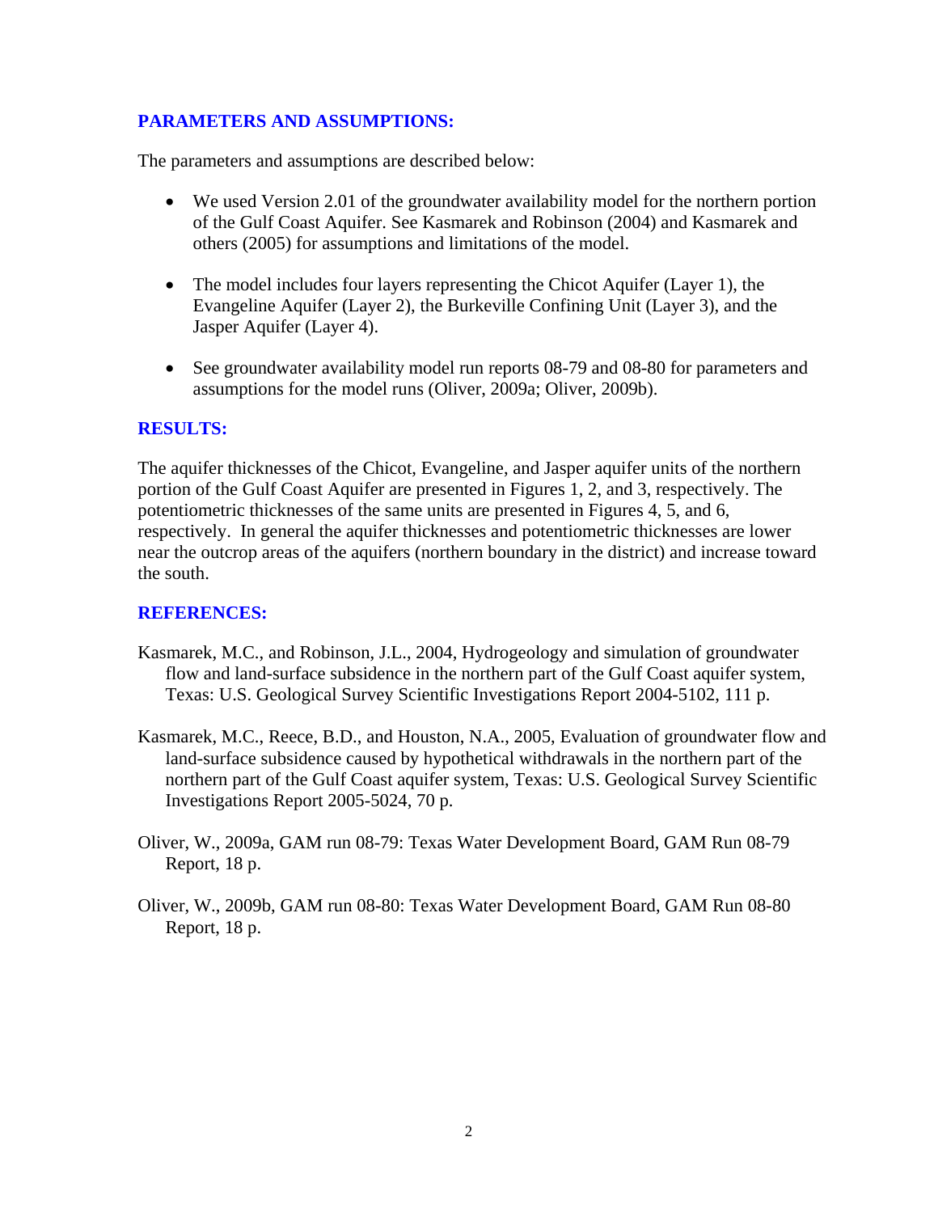## PARAMETERS AND ASSUMPTIONS:

The parameters and assumptions are described below:

- We used Version 2.01 of the groundwater availability model for the northern portion of the Gulf Coast Aquifer. See Kasmarek and Robinson (2004) and Kasmarek and others (2005) for assumptions and limitations of the model.
- The model includes four layers representing the Chicot Aquifer (Layer 1), the Evangeline Aquifer (Layer 2), the Burkeville Confining Unit (Layer 3), and the Jasper Aquifer (Layer 4).
- See groundwater availability model run reports 08-79 and 08-80 for parameters and assumptions for the model runs (Oliver, 2009a; Oliver, 2009b).

## RESULTS:

The aquifer thicknesses of the Chicot, Evangeline, and Jasper aquifer units of the northern portion of the Gulf Coast Aquifer are presented in Figures 1, 2, and 3, respectively. The potentiometric thicknesses of the same units are presented in Figures 4, 5, and 6, respectively. In general the aquifer thicknesses and potentiometric thicknesses are lower near the outcrop areas of the aquifers (northern boundary in the district) and increase toward the south.

## REFERENCES:

Kasmarek, M.C., and Robinson, J.L., 2004, Hydrogeology and simulation of groundwater flow and land-surface subsidence in the northern part of the Gulf Coast aquifer system, Texas: U.S. Geological Survey Scientific Investigations Report 2004-5102, 111 p.

Kasmarek, M.C., Reece, B.D., and Houston, N.A., 2005, Evaluation of groundwater flow and land-surface subsidence caused by hypothetical withdrawals in the northern part of the northern part of the Gulf Coast aquifer system, Texas: U.S. Geological Survey Scientific Investigations Report 2005-5024, 70 p.

Oliver, W., 2009a, GAM run 08-79: Texas Water Development Board, GAM Run 08-79 Report, 18 p.

Oliver, W., 2009b, GAM run 08-80: Texas Water Development Board, GAM Run 08-80 Report, 18 p.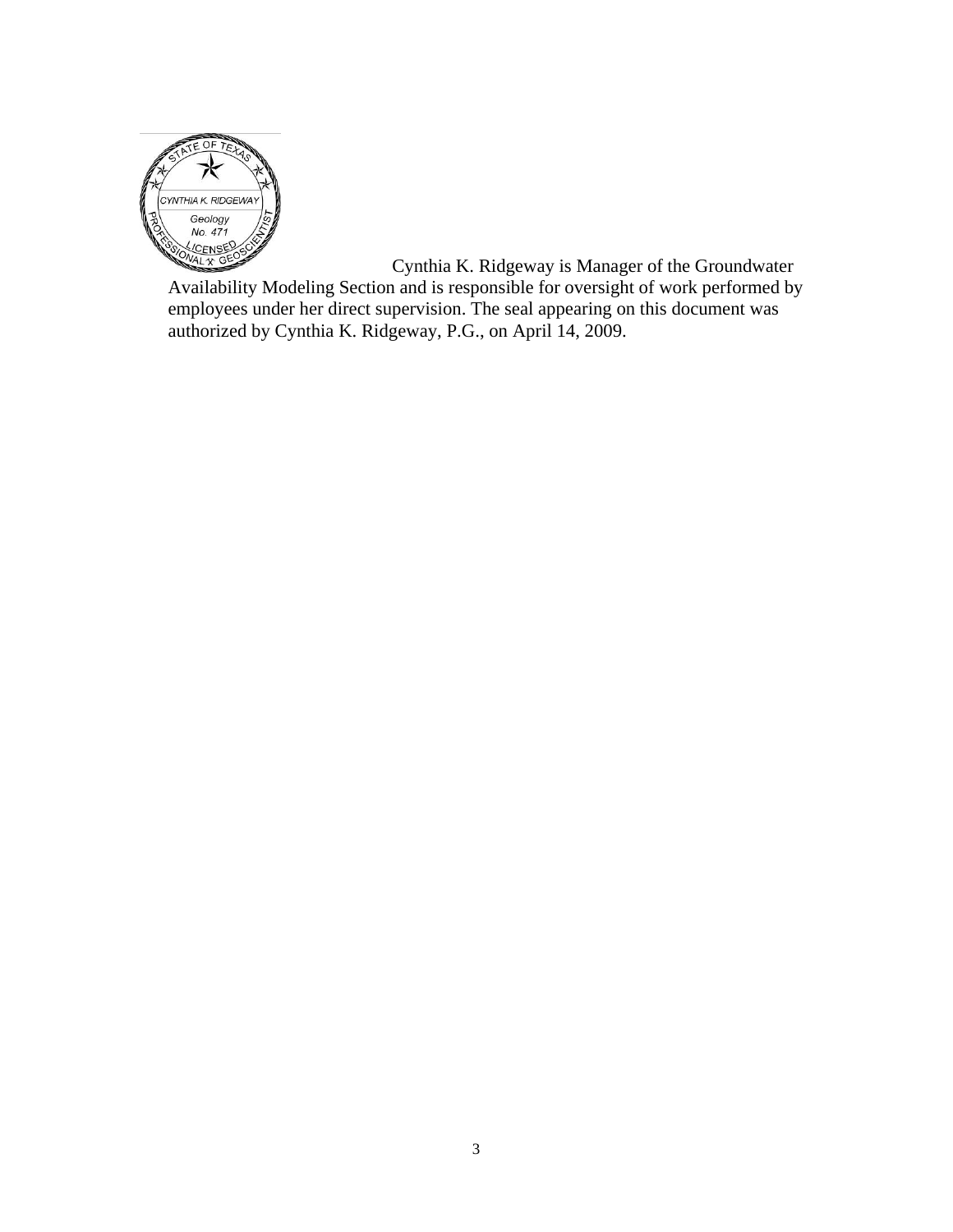Cynthia K. Ridgeway is Manager of the Groundwater Availability Modeling Section and is responsible for oversight of work performed by employees under her direct supervision. The seal appearing on this document was authorized by Cynthia K. Ridgeway, P.G., on April 14, 2009.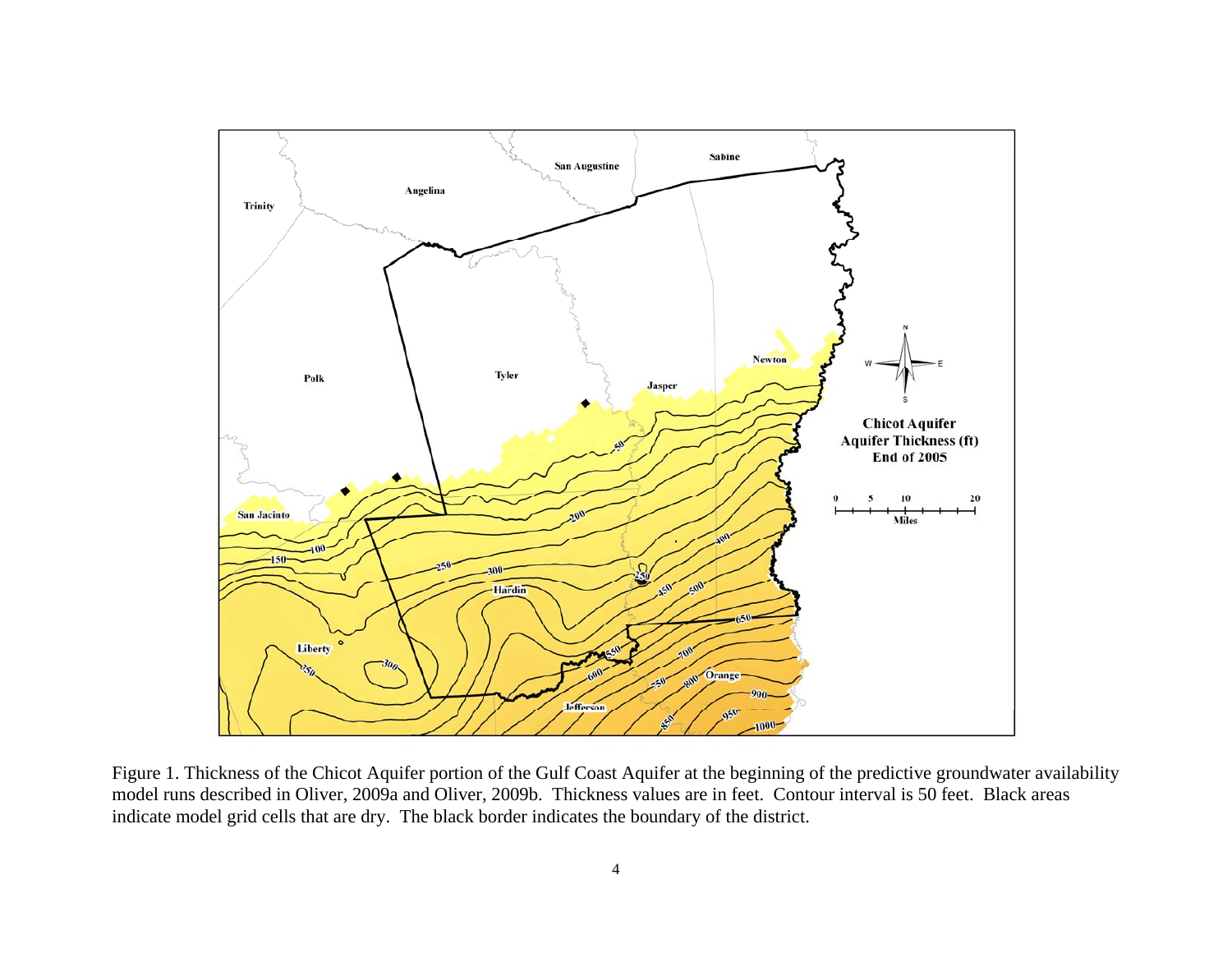Sabine

San Augustine

Angelina

Trinity

Polk

Tyler

Jasper

Newton

San Jacinto

Hardin

Liberty

Orange

Jefferson

Chicot Aquifer
Aquifer Thickness (ft)
End of 2005

0 5 10 20
Miles

50

100

150

200

250

300

350

400

450

500

550

600

650

700

750

800

850

900

950

1000

Figure 1. Thickness of the Chicot Aquifer portion of the Gulf Coast Aquifer at the beginning of the predictive groundwater availability model runs described in Oliver, 2009a and Oliver, 2009b. Thickness values are in feet. Contour interval is 50 feet. Black areas indicate model grid cells that are dry. The black border indicates the boundary of the district.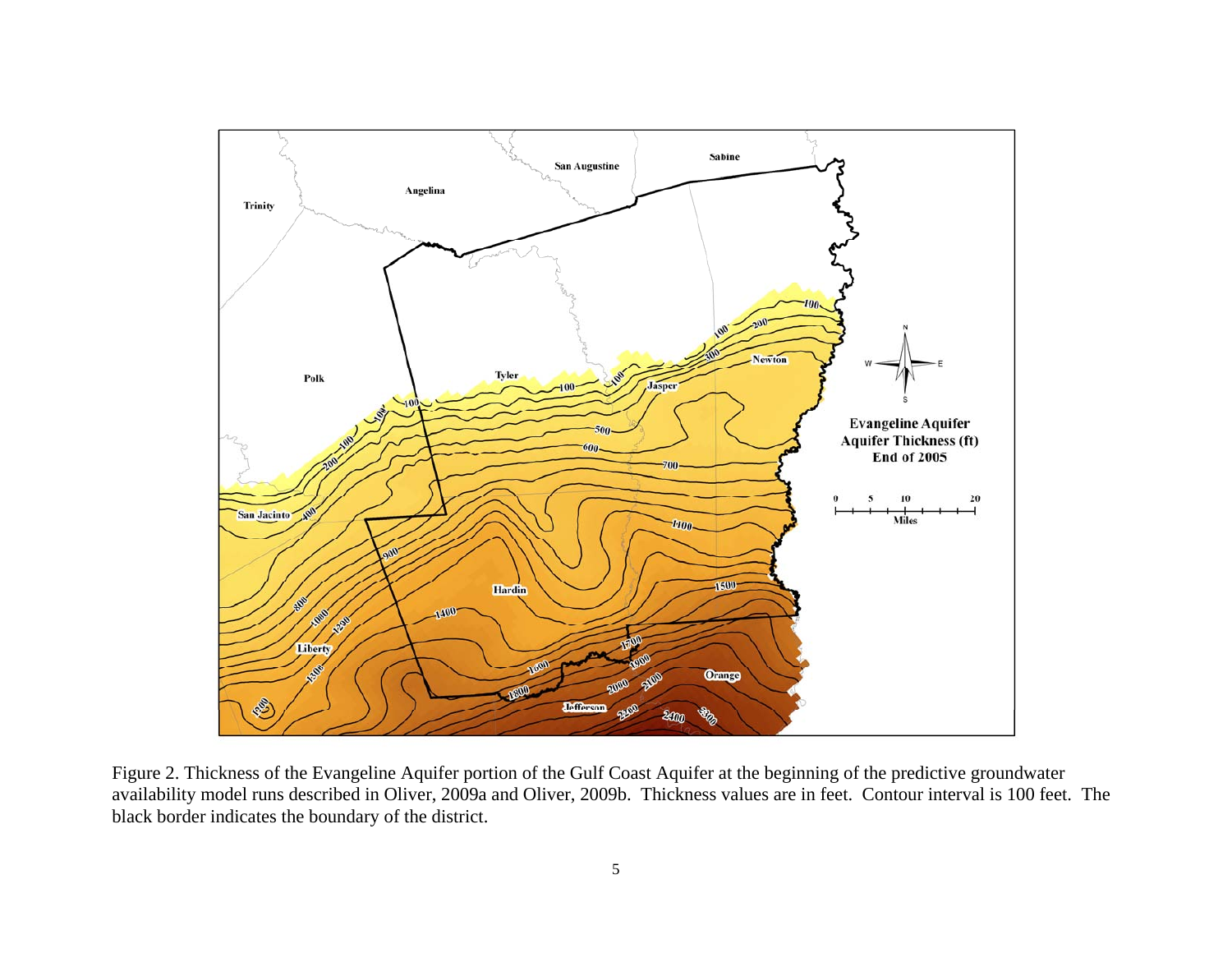Sabine

San Augustine

Angelina

Trinity

Polk

Tyler

Jasper

Newton

San Jacinto

Hardin

Liberty

Orange

Jefferson

Evangeline Aquifer
Aquifer Thickness (ft)
End of 2005

0 5 10 20
Miles

N
W E
S

100 200 300 400 500 600 700 800 900 1000 1100 1200 1300 1400 1500 1600 1700 1800 1900 2000 2100 2200 2300 2400

Figure 2. Thickness of the Evangeline Aquifer portion of the Gulf Coast Aquifer at the beginning of the predictive groundwater availability model runs described in Oliver, 2009a and Oliver, 2009b. Thickness values are in feet. Contour interval is 100 feet. The black border indicates the boundary of the district.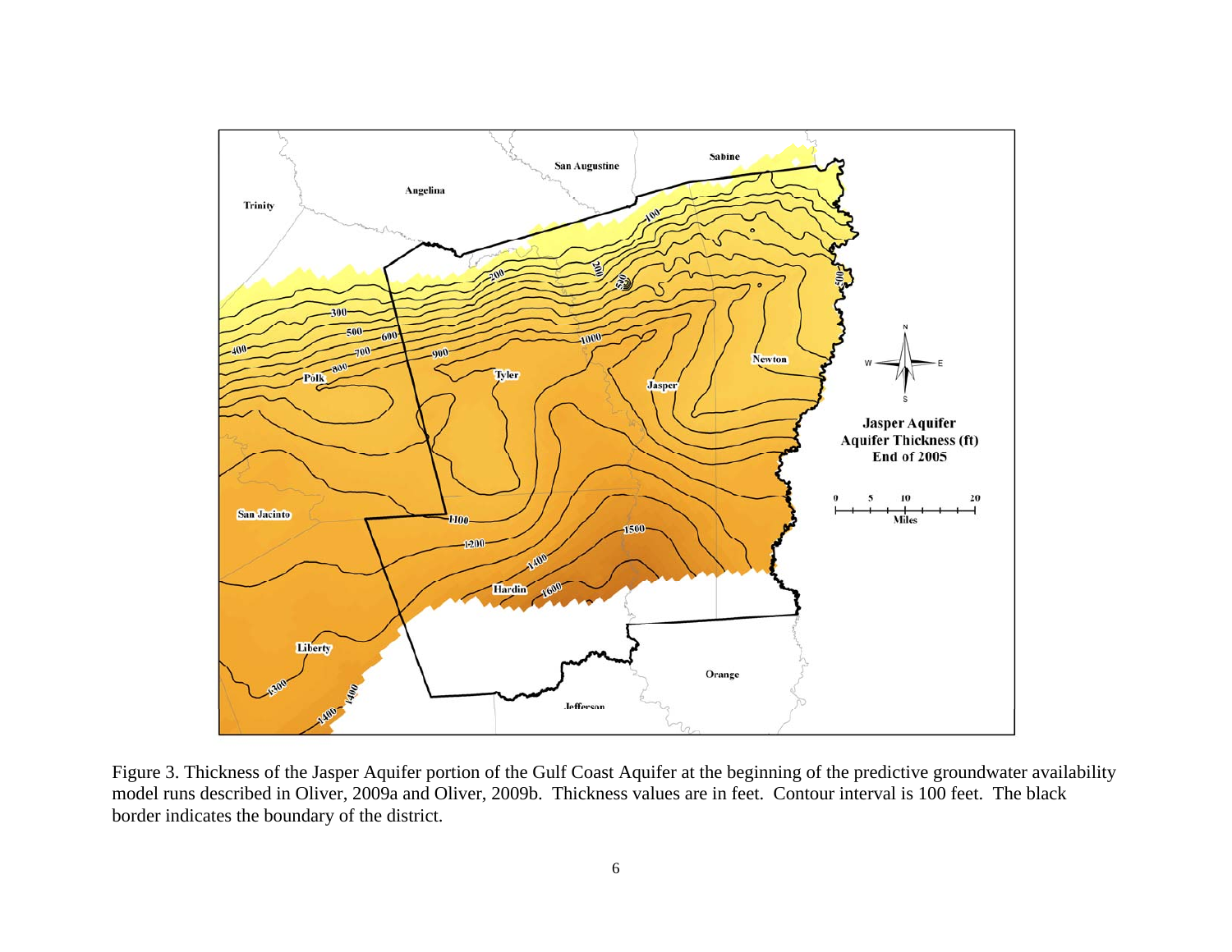Sabine

San Augustine

Angelina

Trinity

Polk

Tyler

Jasper

Newton

San Jacinto

Hardin

Liberty

Orange

Jefferson

100

200

300

400

500

600

700

800

900

1000

1100

1200

1300

1400

1500

1600

N

W

E

S

Jasper Aquifer

Aquifer Thickness (ft)

End of 2005

0 5 10 20

Miles

Figure 3. Thickness of the Jasper Aquifer portion of the Gulf Coast Aquifer at the beginning of the predictive groundwater availability model runs described in Oliver, 2009a and Oliver, 2009b. Thickness values are in feet. Contour interval is 100 feet. The black border indicates the boundary of the district.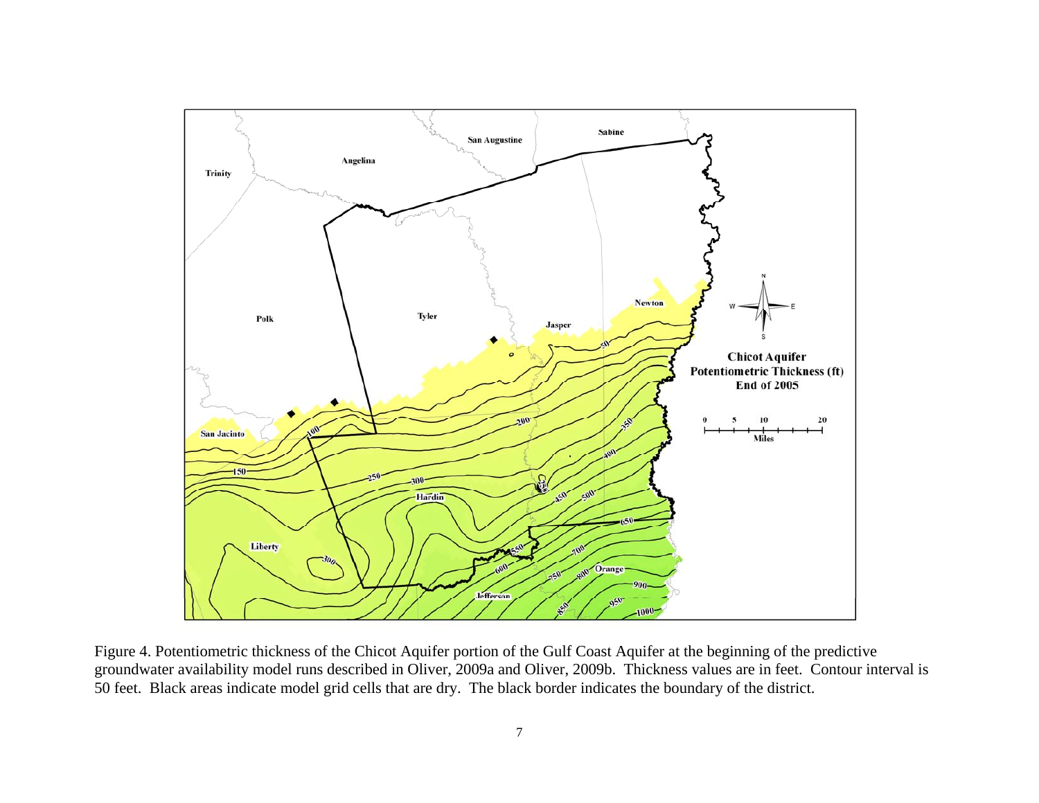Trinity

Angelina

San Augustine

Sabine

Polk

Tyler

Jasper

Newton

San Jacinto

Hardin

Liberty

Orange

Jefferson

Chicot Aquifer
Potentiometric Thickness (ft)
End of 2005

0 5 10 20
Miles

N

W E

S

50

100

150

200

250

300

300

350

400

450

500

550

600

650

700

750

800

850

900

950

1000

Figure 4. Potentiometric thickness of the Chicot Aquifer portion of the Gulf Coast Aquifer at the beginning of the predictive groundwater availability model runs described in Oliver, 2009a and Oliver, 2009b. Thickness values are in feet. Contour interval is 50 feet. Black areas indicate model grid cells that are dry. The black border indicates the boundary of the district.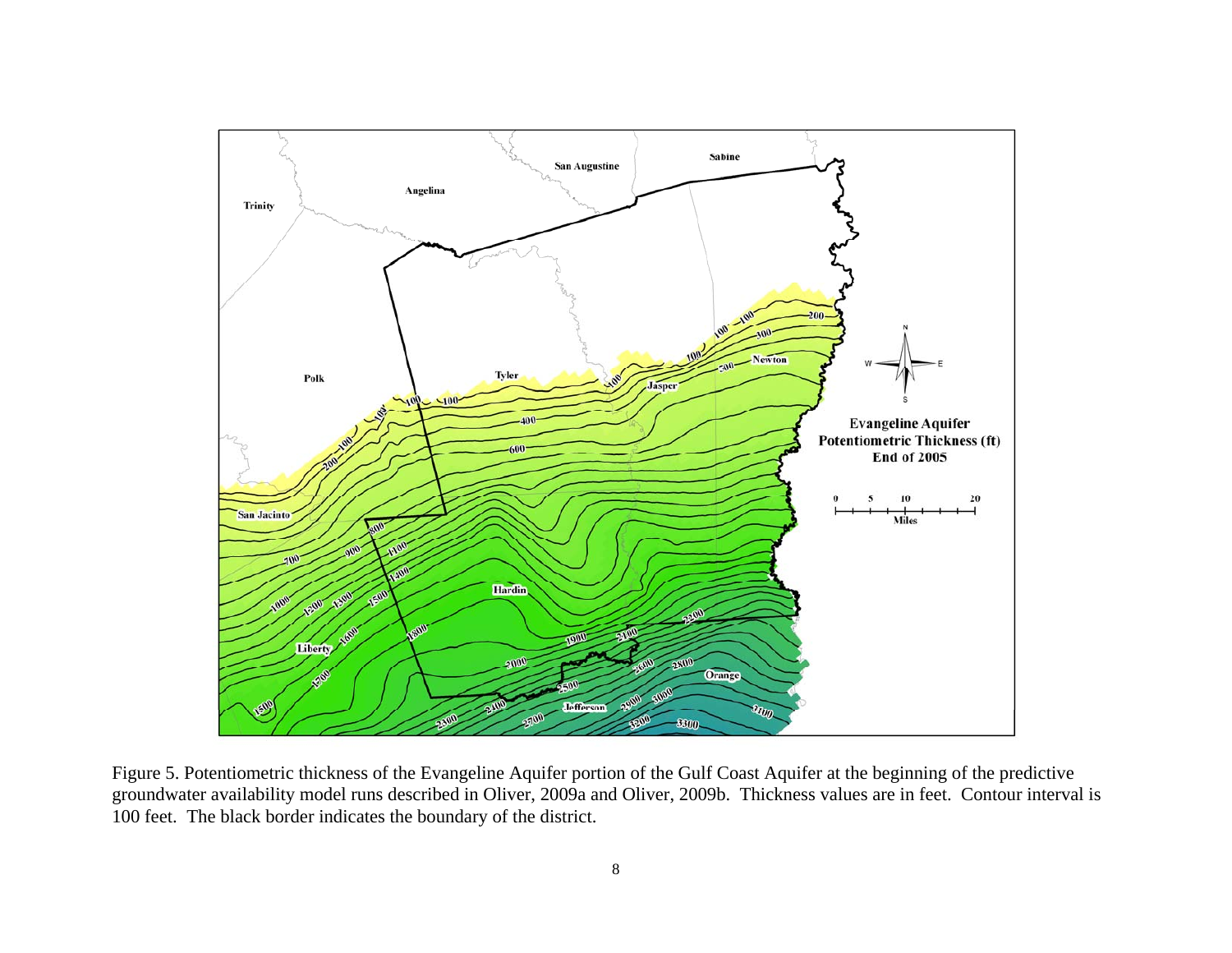Trinity

Angelina

San Augustine

Sabine

Polk

Tyler

Jasper

Newton

San Jacinto

Hardin

Liberty

Orange

Jefferson

Evangeline Aquifer
Potentiometric Thickness (ft)
End of 2005

0 5 10 20
Miles

Figure 5. Potentiometric thickness of the Evangeline Aquifer portion of the Gulf Coast Aquifer at the beginning of the predictive groundwater availability model runs described in Oliver, 2009a and Oliver, 2009b. Thickness values are in feet. Contour interval is 100 feet. The black border indicates the boundary of the district.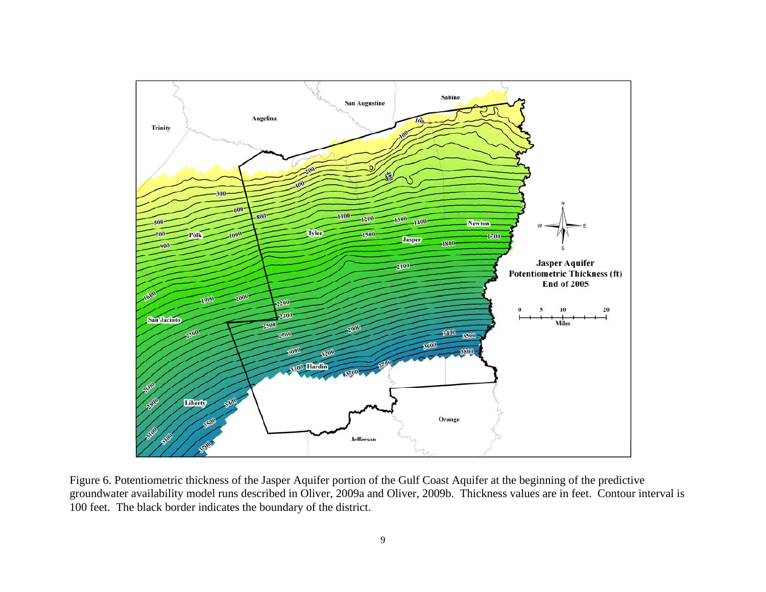Jasper Aquifer
Potentiometric Thickness (ft)
End of 2005

0 5 10 20
Miles

Trinity
Angelina
San Augustine
Sabine
Polk
Tyler
Jasper
Newton
San Jacinto
Hardin
Liberty
Orange
Jefferson

Figure 6. Potentiometric thickness of the Jasper Aquifer portion of the Gulf Coast Aquifer at the beginning of the predictive groundwater availability model runs described in Oliver, 2009a and Oliver, 2009b. Thickness values are in feet. Contour interval is 100 feet. The black border indicates the boundary of the district.